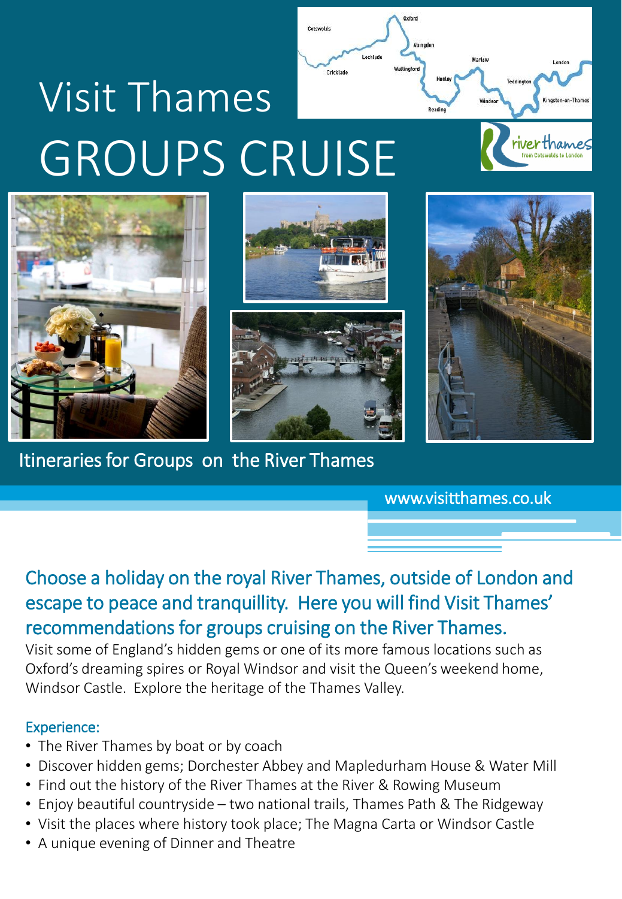# Visit Thames
# GROUPS CRUISE

Itineraries for Groups on the River Thames

www.visitthames.co.uk

## Choose a holiday on the royal River Thames, outside of London and escape to peace and tranquillity. Here you will find Visit Thames' recommendations for groups cruising on the River Thames.

Visit some of England's hidden gems or one of its more famous locations such as Oxford's dreaming spires or Royal Windsor and visit the Queen's weekend home, Windsor Castle. Explore the heritage of the Thames Valley.

### Experience:

- The River Thames by boat or by coach
- Discover hidden gems; Dorchester Abbey and Mapledurham House & Water Mill
- Find out the history of the River Thames at the River & Rowing Museum
- Enjoy beautiful countryside – two national trails, Thames Path & The Ridgeway
- Visit the places where history took place; The Magna Carta or Windsor Castle
- A unique evening of Dinner and Theatre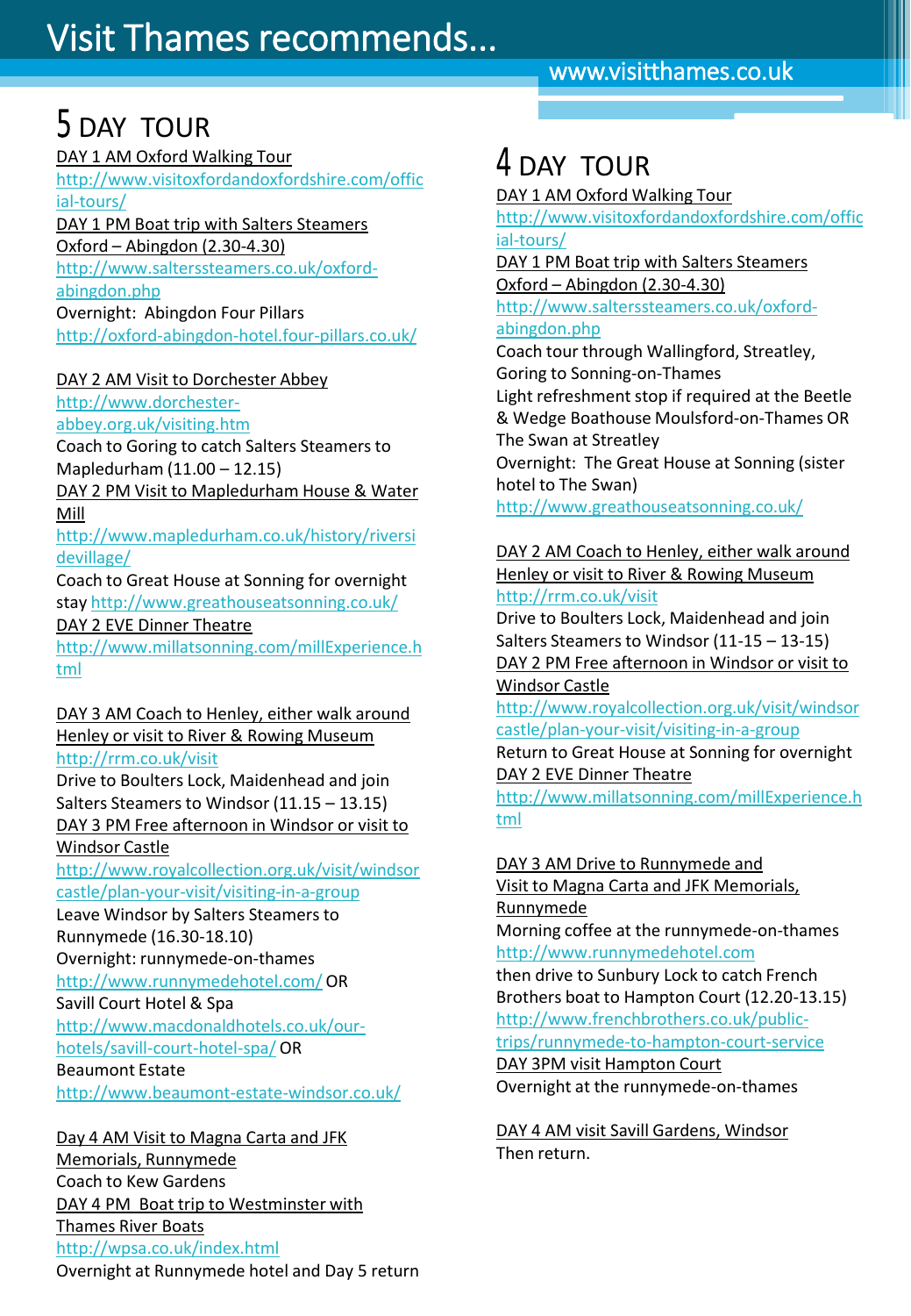# Visit Thames recommends...

www.visitthames.co.uk

## 5 DAY TOUR

DAY 1 AM Oxford Walking Tour
http://www.visitoxfordandoxfordshire.com/official-tours/
DAY 1 PM Boat trip with Salters Steamers Oxford – Abingdon (2.30-4.30)
http://www.salterssteamers.co.uk/oxford-abingdon.php
Overnight: Abingdon Four Pillars
http://oxford-abingdon-hotel.four-pillars.co.uk/

DAY 2 AM Visit to Dorchester Abbey
http://www.dorchester-abbey.org.uk/visiting.htm
Coach to Goring to catch Salters Steamers to Mapledurham (11.00 – 12.15)
DAY 2 PM Visit to Mapledurham House & Water Mill
http://www.mapledurham.co.uk/history/riversidevillage/
Coach to Great House at Sonning for overnight stay http://www.greathouseatsonning.co.uk/
DAY 2 EVE Dinner Theatre
http://www.millatsonning.com/millExperience.html

DAY 3 AM Coach to Henley, either walk around Henley or visit to River & Rowing Museum
http://rrm.co.uk/visit
Drive to Boulters Lock, Maidenhead and join Salters Steamers to Windsor (11.15 – 13.15)
DAY 3 PM Free afternoon in Windsor or visit to Windsor Castle
http://www.royalcollection.org.uk/visit/windsorcastle/plan-your-visit/visiting-in-a-group
Leave Windsor by Salters Steamers to Runnymede (16.30-18.10)
Overnight: runnymede-on-thames
http://www.runnymedehotel.com/ OR
Savill Court Hotel & Spa
http://www.macdonaldhotels.co.uk/our-hotels/savill-court-hotel-spa/ OR
Beaumont Estate
http://www.beaumont-estate-windsor.co.uk/

Day 4 AM Visit to Magna Carta and JFK Memorials, Runnymede
Coach to Kew Gardens
DAY 4 PM Boat trip to Westminster with Thames River Boats
http://wpsa.co.uk/index.html
Overnight at Runnymede hotel and Day 5 return

## 4 DAY TOUR

DAY 1 AM Oxford Walking Tour
http://www.visitoxfordandoxfordshire.com/official-tours/
DAY 1 PM Boat trip with Salters Steamers Oxford – Abingdon (2.30-4.30)
http://www.salterssteamers.co.uk/oxford-abingdon.php
Coach tour through Wallingford, Streatley, Goring to Sonning-on-Thames
Light refreshment stop if required at the Beetle & Wedge Boathouse Moulsford-on-Thames OR The Swan at Streatley
Overnight: The Great House at Sonning (sister hotel to The Swan)
http://www.greathouseatsonning.co.uk/

DAY 2 AM Coach to Henley, either walk around Henley or visit to River & Rowing Museum
http://rrm.co.uk/visit
Drive to Boulters Lock, Maidenhead and join Salters Steamers to Windsor (11-15 – 13-15)
DAY 2 PM Free afternoon in Windsor or visit to Windsor Castle
http://www.royalcollection.org.uk/visit/windsorcastle/plan-your-visit/visiting-in-a-group
Return to Great House at Sonning for overnight
DAY 2 EVE Dinner Theatre
http://www.millatsonning.com/millExperience.html

DAY 3 AM Drive to Runnymede and Visit to Magna Carta and JFK Memorials, Runnymede
Morning coffee at the runnymede-on-thames
http://www.runnymedehotel.com
then drive to Sunbury Lock to catch French Brothers boat to Hampton Court (12.20-13.15)
http://www.frenchbrothers.co.uk/public-trips/runnymede-to-hampton-court-service
DAY 3PM visit Hampton Court
Overnight at the runnymede-on-thames

DAY 4 AM visit Savill Gardens, Windsor
Then return.